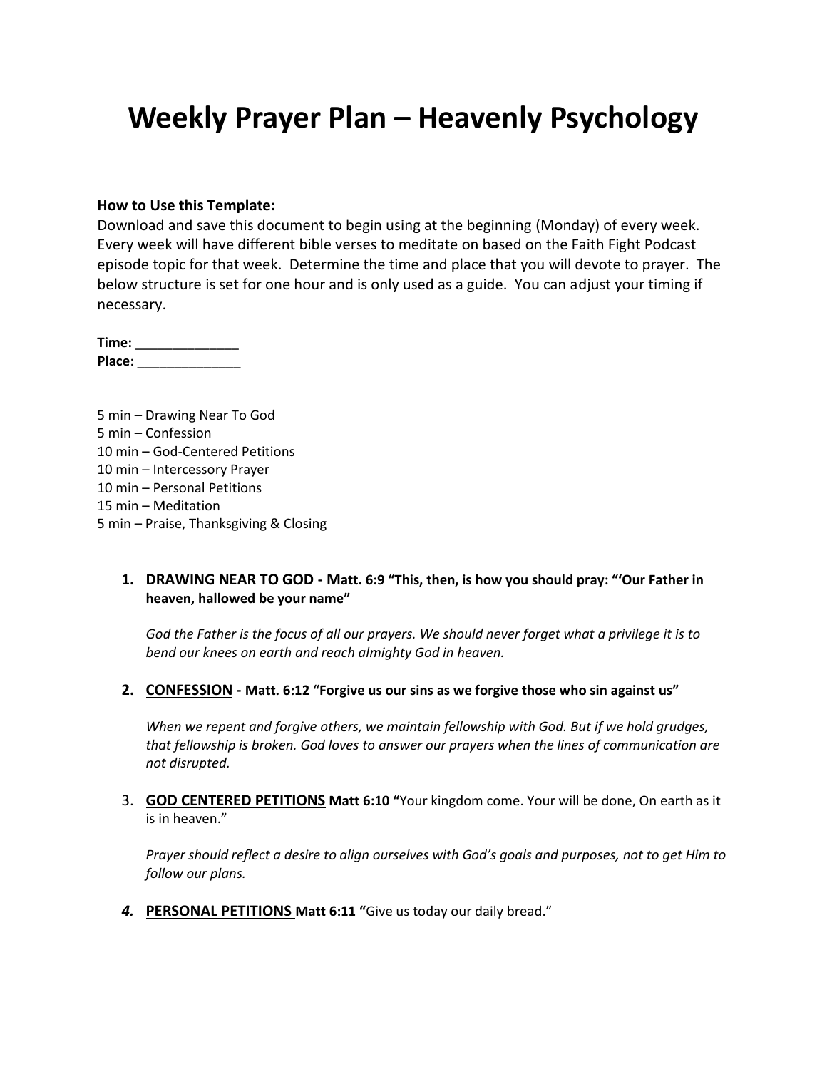# Weekly Prayer Plan – Heavenly Psychology

**How to Use this Template:**
Download and save this document to begin using at the beginning (Monday) of every week. Every week will have different bible verses to meditate on based on the Faith Fight Podcast episode topic for that week. Determine the time and place that you will devote to prayer. The below structure is set for one hour and is only used as a guide. You can adjust your timing if necessary.

**Time:** ______________
**Place**: ______________

5 min – Drawing Near To God
5 min – Confession
10 min – God-Centered Petitions
10 min – Intercessory Prayer
10 min – Personal Petitions
15 min – Meditation
5 min – Praise, Thanksgiving & Closing

1. **DRAWING NEAR TO GOD - Matt. 6:9 "This, then, is how you should pray: "'Our Father in heaven, hallowed be your name"**

   *God the Father is the focus of all our prayers. We should never forget what a privilege it is to bend our knees on earth and reach almighty God in heaven.*

2. **CONFESSION - Matt. 6:12 "Forgive us our sins as we forgive those who sin against us"**

   *When we repent and forgive others, we maintain fellowship with God. But if we hold grudges, that fellowship is broken. God loves to answer our prayers when the lines of communication are not disrupted.*

3. **GOD CENTERED PETITIONS Matt 6:10 "**Your kingdom come. Your will be done, On earth as it is in heaven."

   *Prayer should reflect a desire to align ourselves with God's goals and purposes, not to get Him to follow our plans.*

4. **PERSONAL PETITIONS Matt 6:11 "**Give us today our daily bread."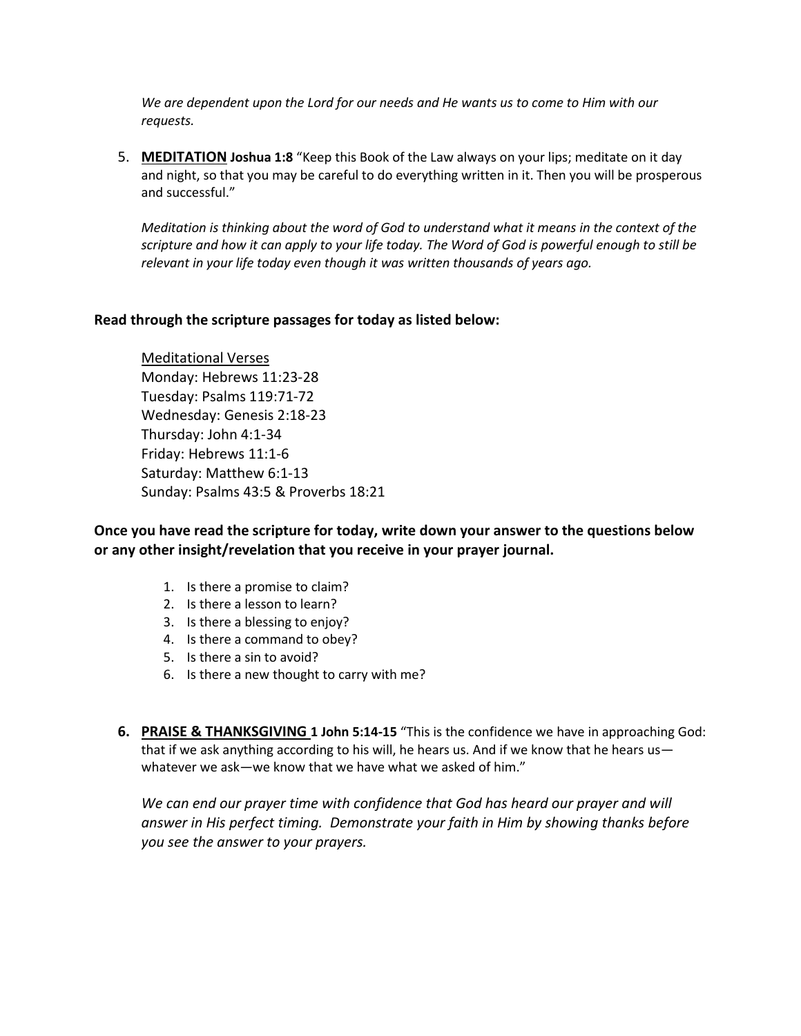*We are dependent upon the Lord for our needs and He wants us to come to Him with our requests.*

5. **MEDITATION** **Joshua 1:8** "Keep this Book of the Law always on your lips; meditate on it day and night, so that you may be careful to do everything written in it. Then you will be prosperous and successful."

   *Meditation is thinking about the word of God to understand what it means in the context of the scripture and how it can apply to your life today. The Word of God is powerful enough to still be relevant in your life today even though it was written thousands of years ago.*

**Read through the scripture passages for today as listed below:**

Meditational Verses
Monday: Hebrews 11:23-28
Tuesday: Psalms 119:71-72
Wednesday: Genesis 2:18-23
Thursday: John 4:1-34
Friday: Hebrews 11:1-6
Saturday: Matthew 6:1-13
Sunday: Psalms 43:5 & Proverbs 18:21

**Once you have read the scripture for today, write down your answer to the questions below or any other insight/revelation that you receive in your prayer journal.**

1. Is there a promise to claim?
2. Is there a lesson to learn?
3. Is there a blessing to enjoy?
4. Is there a command to obey?
5. Is there a sin to avoid?
6. Is there a new thought to carry with me?

6. **PRAISE & THANKSGIVING** **1 John 5:14-15** "This is the confidence we have in approaching God: that if we ask anything according to his will, he hears us. And if we know that he hears us—whatever we ask—we know that we have what we asked of him."

   *We can end our prayer time with confidence that God has heard our prayer and will answer in His perfect timing. Demonstrate your faith in Him by showing thanks before you see the answer to your prayers.*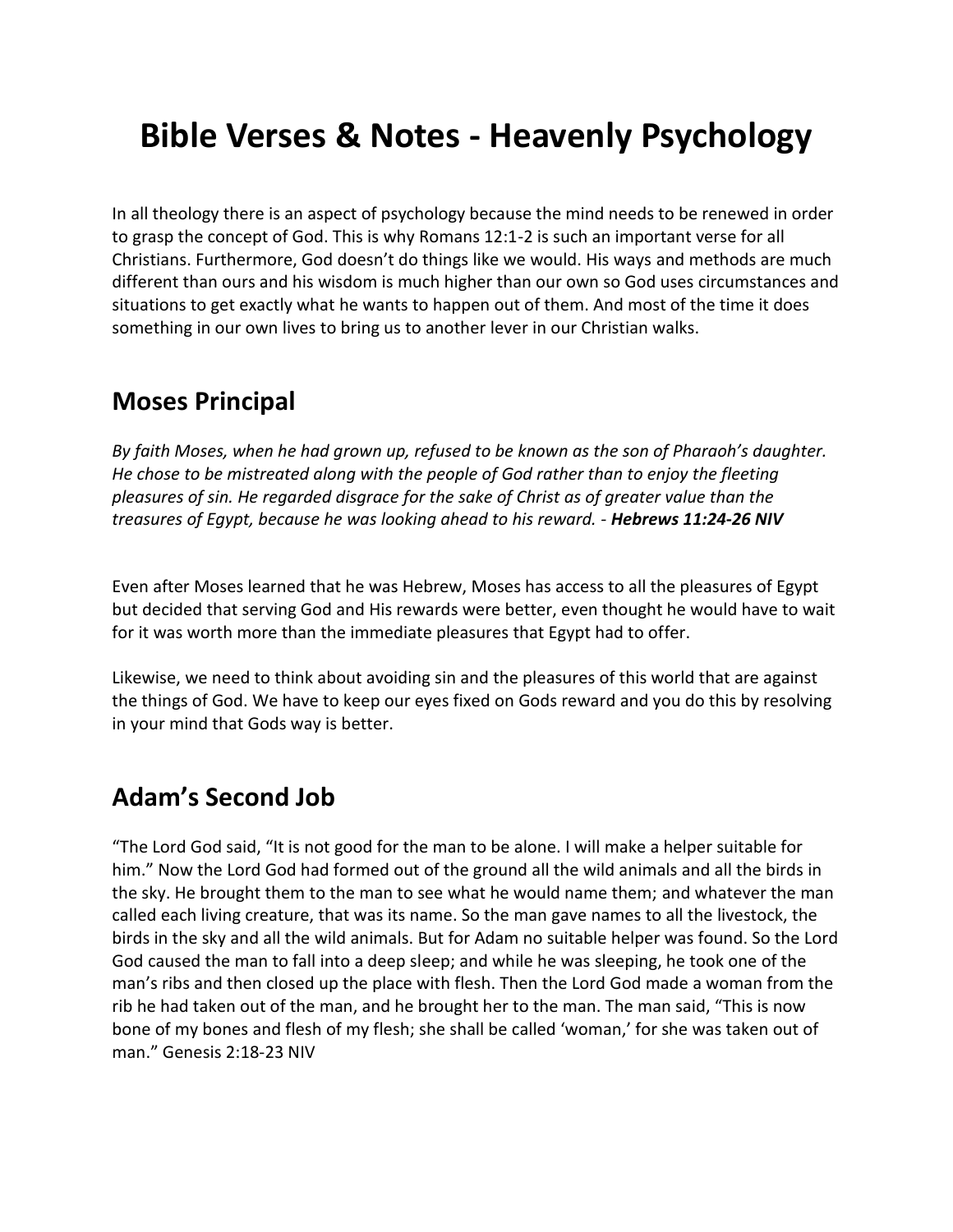# Bible Verses & Notes - Heavenly Psychology

In all theology there is an aspect of psychology because the mind needs to be renewed in order to grasp the concept of God. This is why Romans 12:1-2 is such an important verse for all Christians. Furthermore, God doesn't do things like we would. His ways and methods are much different than ours and his wisdom is much higher than our own so God uses circumstances and situations to get exactly what he wants to happen out of them. And most of the time it does something in our own lives to bring us to another lever in our Christian walks.

## Moses Principal

*By faith Moses, when he had grown up, refused to be known as the son of Pharaoh's daughter. He chose to be mistreated along with the people of God rather than to enjoy the fleeting pleasures of sin. He regarded disgrace for the sake of Christ as of greater value than the treasures of Egypt, because he was looking ahead to his reward. - **Hebrews 11:24-26 NIV***

Even after Moses learned that he was Hebrew, Moses has access to all the pleasures of Egypt but decided that serving God and His rewards were better, even thought he would have to wait for it was worth more than the immediate pleasures that Egypt had to offer.

Likewise, we need to think about avoiding sin and the pleasures of this world that are against the things of God. We have to keep our eyes fixed on Gods reward and you do this by resolving in your mind that Gods way is better.

## Adam's Second Job

"The Lord God said, "It is not good for the man to be alone. I will make a helper suitable for him." Now the Lord God had formed out of the ground all the wild animals and all the birds in the sky. He brought them to the man to see what he would name them; and whatever the man called each living creature, that was its name. So the man gave names to all the livestock, the birds in the sky and all the wild animals. But for Adam no suitable helper was found. So the Lord God caused the man to fall into a deep sleep; and while he was sleeping, he took one of the man's ribs and then closed up the place with flesh. Then the Lord God made a woman from the rib he had taken out of the man, and he brought her to the man. The man said, "This is now bone of my bones and flesh of my flesh; she shall be called 'woman,' for she was taken out of man." Genesis 2:18-23 NIV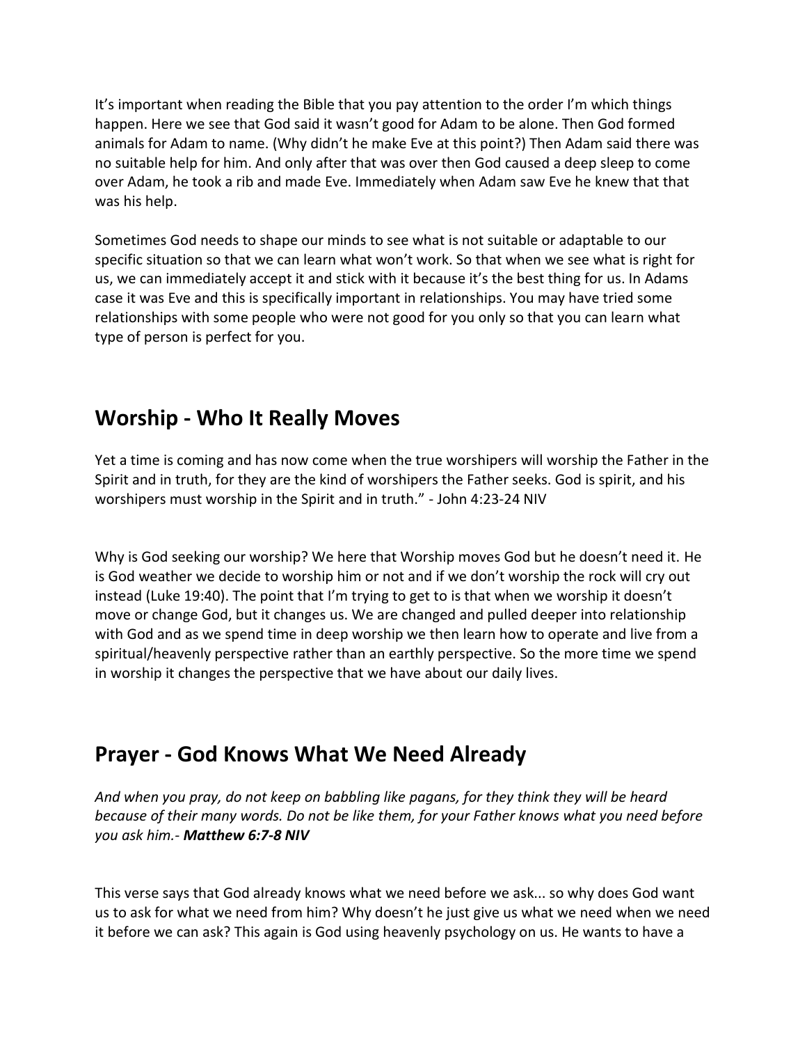It’s important when reading the Bible that you pay attention to the order I’m which things happen. Here we see that God said it wasn’t good for Adam to be alone. Then God formed animals for Adam to name. (Why didn’t he make Eve at this point?) Then Adam said there was no suitable help for him. And only after that was over then God caused a deep sleep to come over Adam, he took a rib and made Eve. Immediately when Adam saw Eve he knew that that was his help.

Sometimes God needs to shape our minds to see what is not suitable or adaptable to our specific situation so that we can learn what won’t work. So that when we see what is right for us, we can immediately accept it and stick with it because it’s the best thing for us. In Adams case it was Eve and this is specifically important in relationships. You may have tried some relationships with some people who were not good for you only so that you can learn what type of person is perfect for you.

## Worship - Who It Really Moves

Yet a time is coming and has now come when the true worshipers will worship the Father in the Spirit and in truth, for they are the kind of worshipers the Father seeks. God is spirit, and his worshipers must worship in the Spirit and in truth.” - John 4:23-24 NIV

Why is God seeking our worship? We here that Worship moves God but he doesn’t need it. He is God weather we decide to worship him or not and if we don’t worship the rock will cry out instead (Luke 19:40). The point that I’m trying to get to is that when we worship it doesn’t move or change God, but it changes us. We are changed and pulled deeper into relationship with God and as we spend time in deep worship we then learn how to operate and live from a spiritual/heavenly perspective rather than an earthly perspective. So the more time we spend in worship it changes the perspective that we have about our daily lives.

## Prayer - God Knows What We Need Already

*And when you pray, do not keep on babbling like pagans, for they think they will be heard because of their many words. Do not be like them, for your Father knows what you need before you ask him.- **Matthew 6:7-8 NIV***

This verse says that God already knows what we need before we ask... so why does God want us to ask for what we need from him? Why doesn’t he just give us what we need when we need it before we can ask? This again is God using heavenly psychology on us. He wants to have a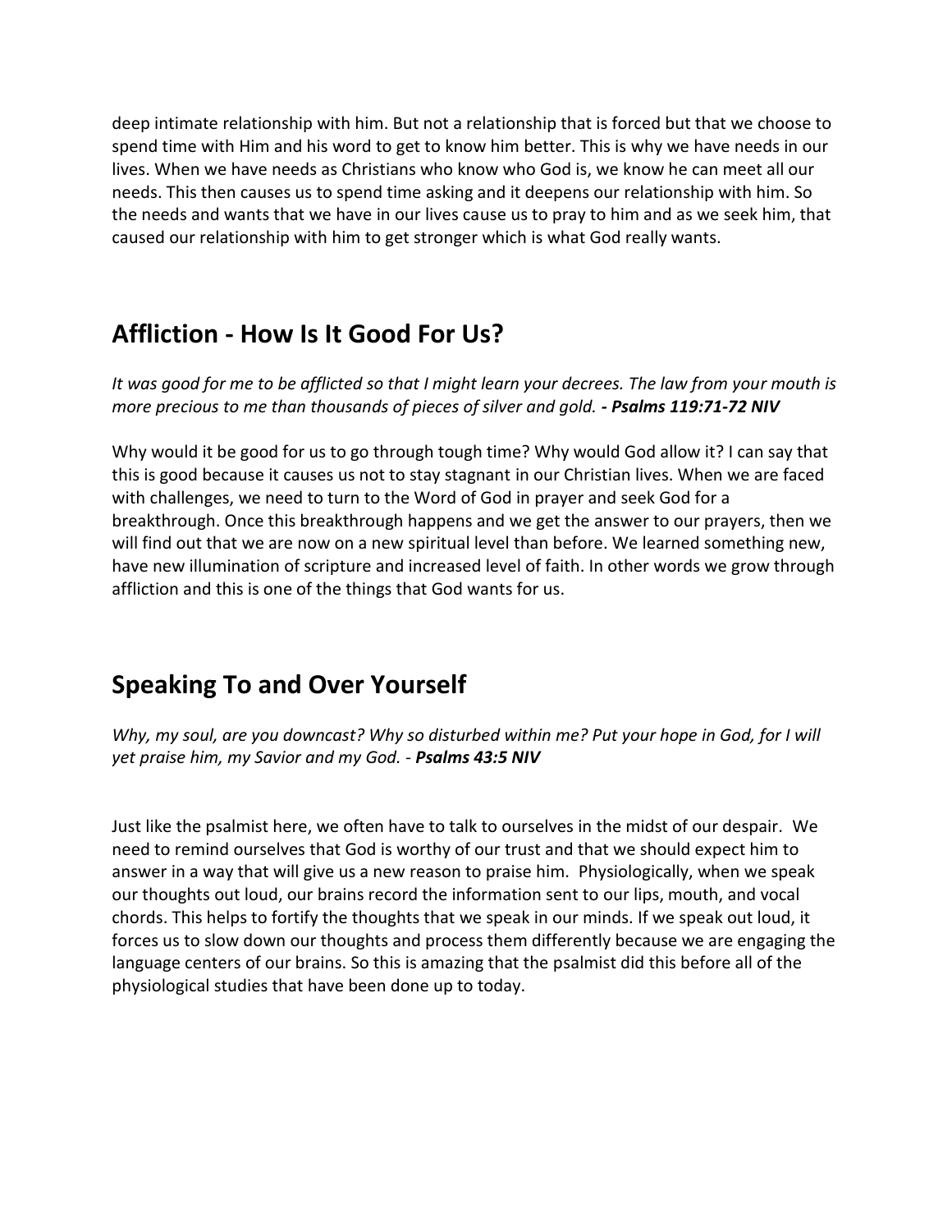deep intimate relationship with him. But not a relationship that is forced but that we choose to spend time with Him and his word to get to know him better. This is why we have needs in our lives. When we have needs as Christians who know who God is, we know he can meet all our needs. This then causes us to spend time asking and it deepens our relationship with him. So the needs and wants that we have in our lives cause us to pray to him and as we seek him, that caused our relationship with him to get stronger which is what God really wants.

## Affliction - How Is It Good For Us?

*It was good for me to be afflicted so that I might learn your decrees. The law from your mouth is more precious to me than thousands of pieces of silver and gold.* ***- Psalms 119:71-72 NIV***

Why would it be good for us to go through tough time? Why would God allow it? I can say that this is good because it causes us not to stay stagnant in our Christian lives. When we are faced with challenges, we need to turn to the Word of God in prayer and seek God for a breakthrough. Once this breakthrough happens and we get the answer to our prayers, then we will find out that we are now on a new spiritual level than before. We learned something new, have new illumination of scripture and increased level of faith. In other words we grow through affliction and this is one of the things that God wants for us.

## Speaking To and Over Yourself

*Why, my soul, are you downcast? Why so disturbed within me? Put your hope in God, for I will yet praise him, my Savior and my God.* - ***Psalms 43:5 NIV***

Just like the psalmist here, we often have to talk to ourselves in the midst of our despair. We need to remind ourselves that God is worthy of our trust and that we should expect him to answer in a way that will give us a new reason to praise him. Physiologically, when we speak our thoughts out loud, our brains record the information sent to our lips, mouth, and vocal chords. This helps to fortify the thoughts that we speak in our minds. If we speak out loud, it forces us to slow down our thoughts and process them differently because we are engaging the language centers of our brains. So this is amazing that the psalmist did this before all of the physiological studies that have been done up to today.